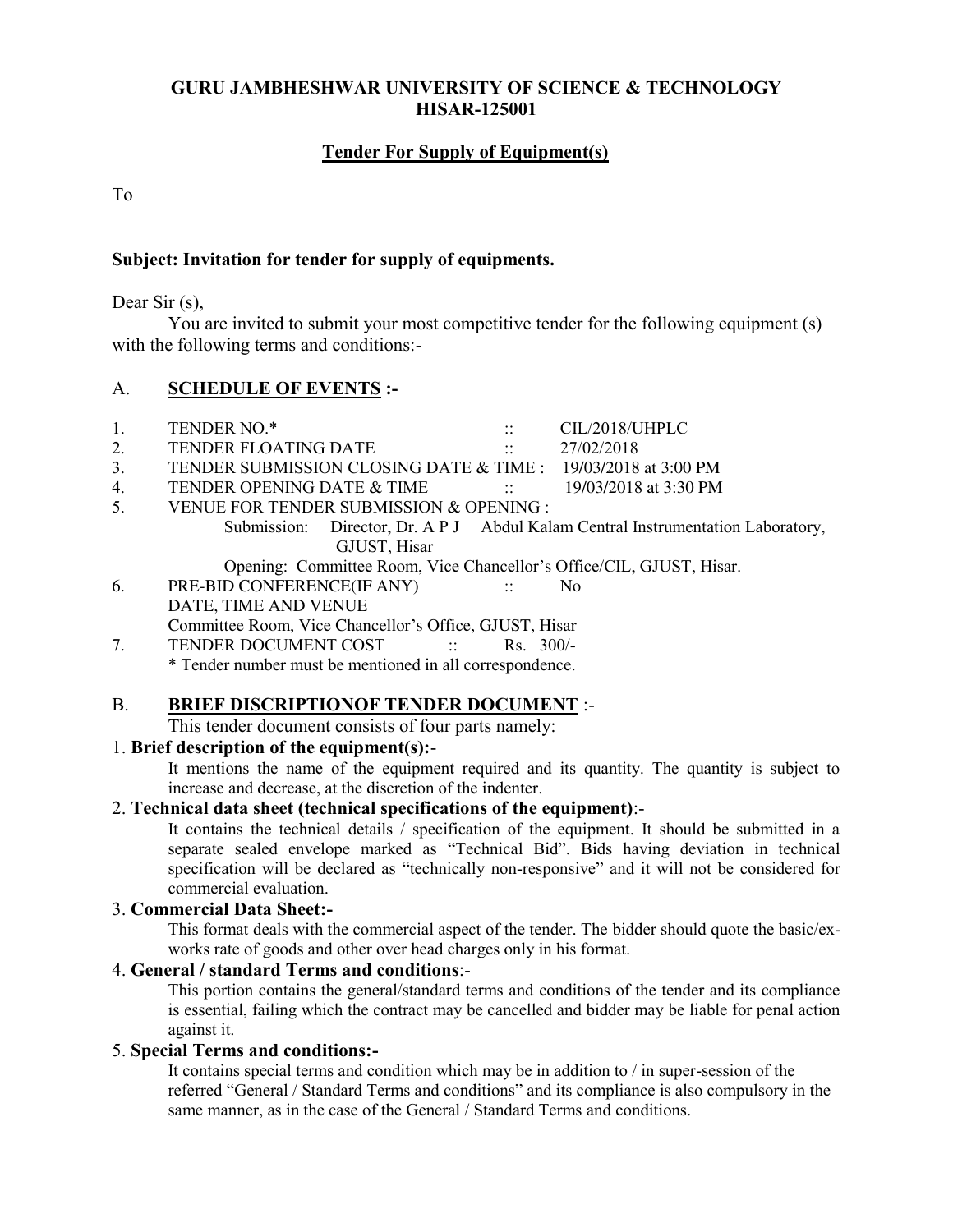# GURU JAMBHESHWAR UNIVERSITY OF SCIENCE & TECHNOLOGY
# HISAR-125001

## Tender For Supply of Equipment(s)

To

**Subject: Invitation for tender for supply of equipments.**

Dear Sir (s),

You are invited to submit your most competitive tender for the following equipment (s) with the following terms and conditions:-

## A. SCHEDULE OF EVENTS :-

1. TENDER NO.* :: CIL/2018/UHPLC
2. TENDER FLOATING DATE :: 27/02/2018
3. TENDER SUBMISSION CLOSING DATE & TIME : 19/03/2018 at 3:00 PM
4. TENDER OPENING DATE & TIME :: 19/03/2018 at 3:30 PM
5. VENUE FOR TENDER SUBMISSION & OPENING :
   Submission: Director, Dr. A P J Abdul Kalam Central Instrumentation Laboratory, GJUST, Hisar
   Opening: Committee Room, Vice Chancellor's Office/CIL, GJUST, Hisar.
6. PRE-BID CONFERENCE(IF ANY) :: No
   DATE, TIME AND VENUE
   Committee Room, Vice Chancellor's Office, GJUST, Hisar
7. TENDER DOCUMENT COST :: Rs. 300/-

   * Tender number must be mentioned in all correspondence.

## B. BRIEF DISCRIPTIONOF TENDER DOCUMENT :-

This tender document consists of four parts namely:

1. **Brief description of the equipment(s):-**
   It mentions the name of the equipment required and its quantity. The quantity is subject to increase and decrease, at the discretion of the indenter.
2. **Technical data sheet (technical specifications of the equipment):-**
   It contains the technical details / specification of the equipment. It should be submitted in a separate sealed envelope marked as "Technical Bid". Bids having deviation in technical specification will be declared as "technically non-responsive" and it will not be considered for commercial evaluation.
3. **Commercial Data Sheet:-**
   This format deals with the commercial aspect of the tender. The bidder should quote the basic/ex-works rate of goods and other over head charges only in his format.
4. **General / standard Terms and conditions:-**
   This portion contains the general/standard terms and conditions of the tender and its compliance is essential, failing which the contract may be cancelled and bidder may be liable for penal action against it.
5. **Special Terms and conditions:-**
   It contains special terms and condition which may be in addition to / in super-session of the referred "General / Standard Terms and conditions" and its compliance is also compulsory in the same manner, as in the case of the General / Standard Terms and conditions.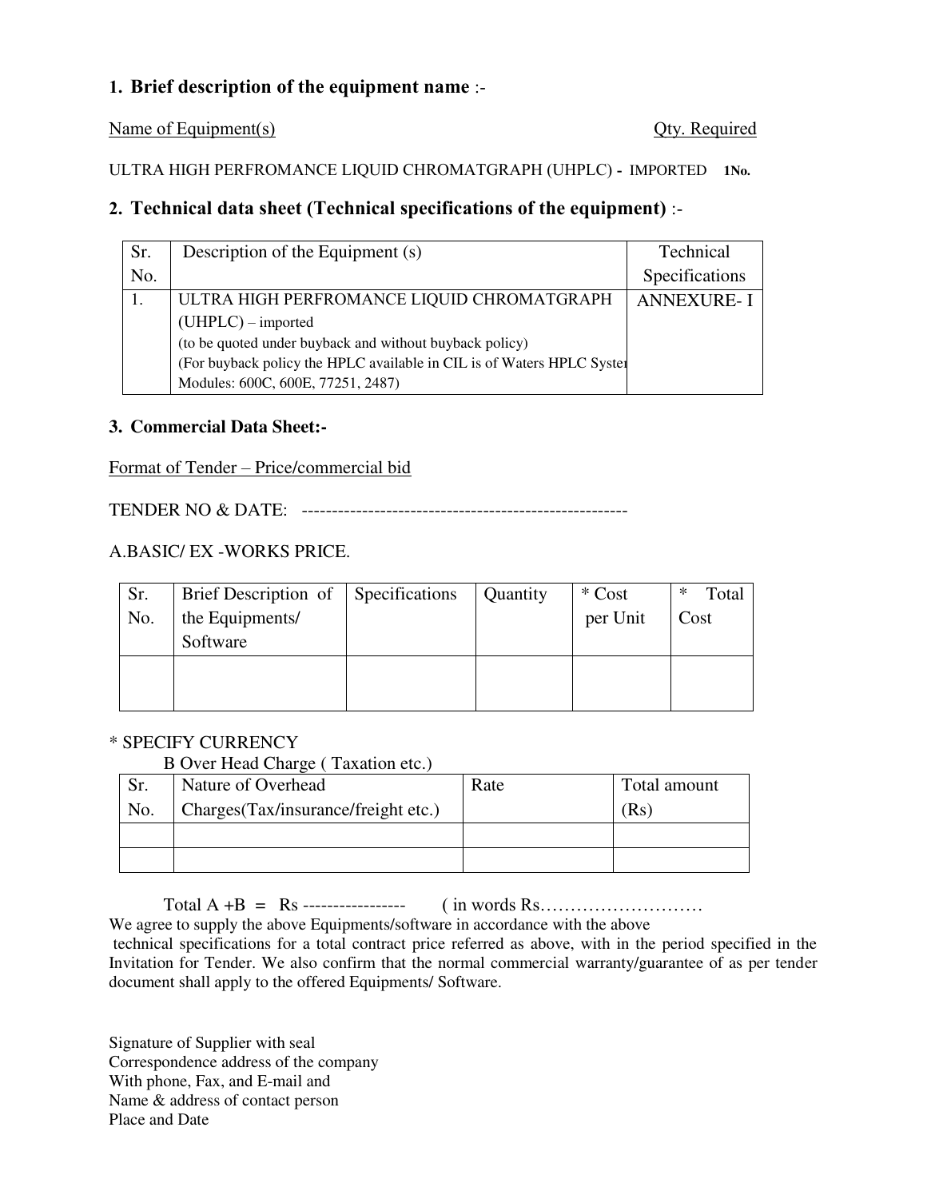## 1. Brief description of the equipment name :-

<u>Name of Equipment(s)</u> <u>Qty. Required</u>

ULTRA HIGH PERFROMANCE LIQUID CHROMATGRAPH (UHPLC) **-** IMPORTED **1No.**

## 2. Technical data sheet (Technical specifications of the equipment) :-

| Sr. No. | Description of the Equipment (s) | Technical Specifications |
|---|---|---|
| 1. | ULTRA HIGH PERFROMANCE LIQUID CHROMATGRAPH (UHPLC) – imported<br>(to be quoted under buyback and without buyback policy)<br>(For buyback policy the HPLC available in CIL is of Waters HPLC Syster Modules: 600C, 600E, 77251, 2487) | ANNEXURE- I |

## 3. Commercial Data Sheet:-

<u>Format of Tender – Price/commercial bid</u>

TENDER NO & DATE: ------------------------------------------------------

A.BASIC/ EX -WORKS PRICE.

| Sr. No. | Brief Description of the Equipments/ Software | Specifications | Quantity | * Cost per Unit | * Total Cost |
|---|---|---|---|---|---|
| | | | | | |

* SPECIFY CURRENCY

B Over Head Charge ( Taxation etc.)

| Sr. No. | Nature of Overhead Charges(Tax/insurance/freight etc.) | Rate | Total amount (Rs) |
|---|---|---|---|
| | | | |
| | | | |

Total A +B = Rs ----------------- ( in words Rs………………………

We agree to supply the above Equipments/software in accordance with the above technical specifications for a total contract price referred as above, with in the period specified in the Invitation for Tender. We also confirm that the normal commercial warranty/guarantee of as per tender document shall apply to the offered Equipments/ Software.

Signature of Supplier with seal
Correspondence address of the company
With phone, Fax, and E-mail and
Name & address of contact person
Place and Date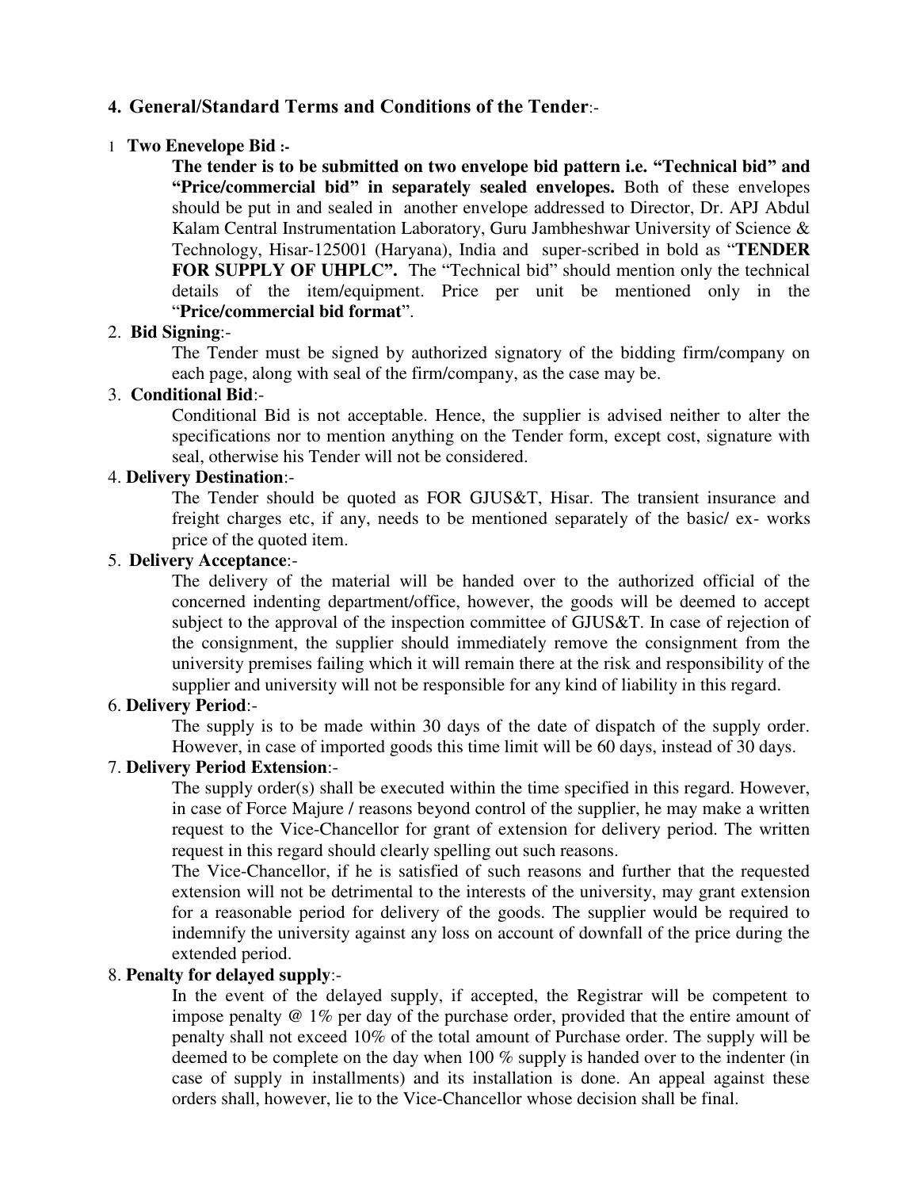## 4. General/Standard Terms and Conditions of the Tender:-

1 **Two Enevelope Bid :-**

**The tender is to be submitted on two envelope bid pattern i.e. "Technical bid" and "Price/commercial bid" in separately sealed envelopes.** Both of these envelopes should be put in and sealed in another envelope addressed to Director, Dr. APJ Abdul Kalam Central Instrumentation Laboratory, Guru Jambheshwar University of Science & Technology, Hisar-125001 (Haryana), India and super-scribed in bold as "**TENDER FOR SUPPLY OF UHPLC".** The "Technical bid" should mention only the technical details of the item/equipment. Price per unit be mentioned only in the "**Price/commercial bid format**".

2. **Bid Signing**:-

The Tender must be signed by authorized signatory of the bidding firm/company on each page, along with seal of the firm/company, as the case may be.

3. **Conditional Bid**:-

Conditional Bid is not acceptable. Hence, the supplier is advised neither to alter the specifications nor to mention anything on the Tender form, except cost, signature with seal, otherwise his Tender will not be considered.

4. **Delivery Destination**:-

The Tender should be quoted as FOR GJUS&T, Hisar. The transient insurance and freight charges etc, if any, needs to be mentioned separately of the basic/ ex- works price of the quoted item.

5. **Delivery Acceptance**:-

The delivery of the material will be handed over to the authorized official of the concerned indenting department/office, however, the goods will be deemed to accept subject to the approval of the inspection committee of GJUS&T. In case of rejection of the consignment, the supplier should immediately remove the consignment from the university premises failing which it will remain there at the risk and responsibility of the supplier and university will not be responsible for any kind of liability in this regard.

6. **Delivery Period**:-

The supply is to be made within 30 days of the date of dispatch of the supply order. However, in case of imported goods this time limit will be 60 days, instead of 30 days.

7. **Delivery Period Extension**:-

The supply order(s) shall be executed within the time specified in this regard. However, in case of Force Majure / reasons beyond control of the supplier, he may make a written request to the Vice-Chancellor for grant of extension for delivery period. The written request in this regard should clearly spelling out such reasons.

The Vice-Chancellor, if he is satisfied of such reasons and further that the requested extension will not be detrimental to the interests of the university, may grant extension for a reasonable period for delivery of the goods. The supplier would be required to indemnify the university against any loss on account of downfall of the price during the extended period.

8. **Penalty for delayed supply**:-

In the event of the delayed supply, if accepted, the Registrar will be competent to impose penalty @ 1% per day of the purchase order, provided that the entire amount of penalty shall not exceed 10% of the total amount of Purchase order. The supply will be deemed to be complete on the day when 100 % supply is handed over to the indenter (in case of supply in installments) and its installation is done. An appeal against these orders shall, however, lie to the Vice-Chancellor whose decision shall be final.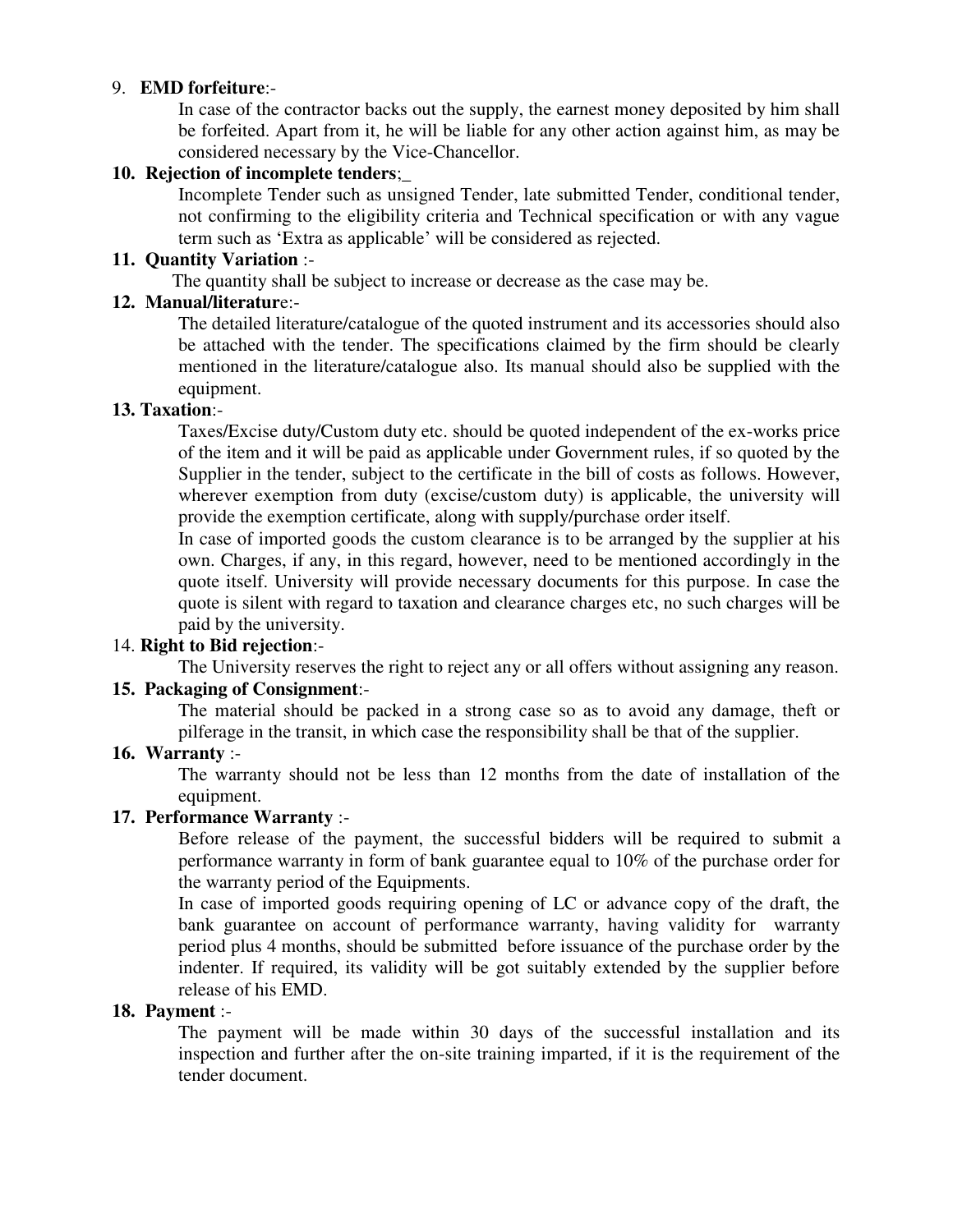9. **EMD forfeiture**:-

   In case of the contractor backs out the supply, the earnest money deposited by him shall be forfeited. Apart from it, he will be liable for any other action against him, as may be considered necessary by the Vice-Chancellor.

10. **Rejection of incomplete tenders**;_

    Incomplete Tender such as unsigned Tender, late submitted Tender, conditional tender, not confirming to the eligibility criteria and Technical specification or with any vague term such as 'Extra as applicable' will be considered as rejected.

11. **Quantity Variation** :-

    The quantity shall be subject to increase or decrease as the case may be.

12. **Manual/literatur**e:-

    The detailed literature/catalogue of the quoted instrument and its accessories should also be attached with the tender. The specifications claimed by the firm should be clearly mentioned in the literature/catalogue also. Its manual should also be supplied with the equipment.

13. **Taxation**:-

    Taxes/Excise duty/Custom duty etc. should be quoted independent of the ex-works price of the item and it will be paid as applicable under Government rules, if so quoted by the Supplier in the tender, subject to the certificate in the bill of costs as follows. However, wherever exemption from duty (excise/custom duty) is applicable, the university will provide the exemption certificate, along with supply/purchase order itself.

    In case of imported goods the custom clearance is to be arranged by the supplier at his own. Charges, if any, in this regard, however, need to be mentioned accordingly in the quote itself. University will provide necessary documents for this purpose. In case the quote is silent with regard to taxation and clearance charges etc, no such charges will be paid by the university.

14. **Right to Bid rejection**:-

    The University reserves the right to reject any or all offers without assigning any reason.

15. **Packaging of Consignment**:-

    The material should be packed in a strong case so as to avoid any damage, theft or pilferage in the transit, in which case the responsibility shall be that of the supplier.

16. **Warranty** :-

    The warranty should not be less than 12 months from the date of installation of the equipment.

17. **Performance Warranty** :-

    Before release of the payment, the successful bidders will be required to submit a performance warranty in form of bank guarantee equal to 10% of the purchase order for the warranty period of the Equipments.

    In case of imported goods requiring opening of LC or advance copy of the draft, the bank guarantee on account of performance warranty, having validity for warranty period plus 4 months, should be submitted before issuance of the purchase order by the indenter. If required, its validity will be got suitably extended by the supplier before release of his EMD.

18. **Payment** :-

    The payment will be made within 30 days of the successful installation and its inspection and further after the on-site training imparted, if it is the requirement of the tender document.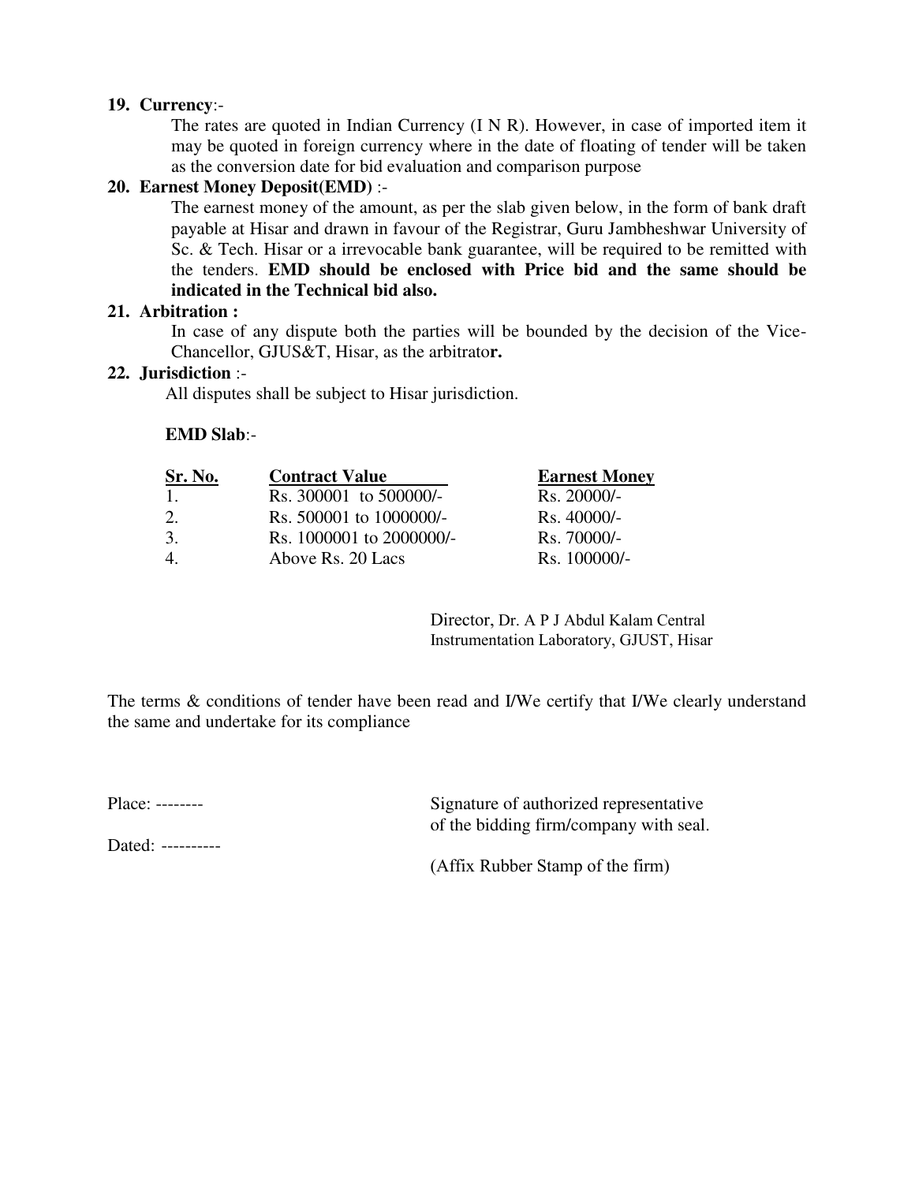**19. Currency**:-

The rates are quoted in Indian Currency (I N R). However, in case of imported item it may be quoted in foreign currency where in the date of floating of tender will be taken as the conversion date for bid evaluation and comparison purpose

**20. Earnest Money Deposit(EMD)** :-

The earnest money of the amount, as per the slab given below, in the form of bank draft payable at Hisar and drawn in favour of the Registrar, Guru Jambheshwar University of Sc. & Tech. Hisar or a irrevocable bank guarantee, will be required to be remitted with the tenders. **EMD should be enclosed with Price bid and the same should be indicated in the Technical bid also.**

**21. Arbitration :**

In case of any dispute both the parties will be bounded by the decision of the Vice-Chancellor, GJUS&T, Hisar, as the arbitrator.

**22. Jurisdiction** :-

All disputes shall be subject to Hisar jurisdiction.

**EMD Slab**:-

| Sr. No. | Contract Value | Earnest Money |
|---|---|---|
| 1. | Rs. 300001 to 500000/- | Rs. 20000/- |
| 2. | Rs. 500001 to 1000000/- | Rs. 40000/- |
| 3. | Rs. 1000001 to 2000000/- | Rs. 70000/- |
| 4. | Above Rs. 20 Lacs | Rs. 100000/- |

Director, Dr. A P J Abdul Kalam Central Instrumentation Laboratory, GJUST, Hisar

The terms & conditions of tender have been read and I/We certify that I/We clearly understand the same and undertake for its compliance

Place: --------

Dated: ----------

Signature of authorized representative of the bidding firm/company with seal.

(Affix Rubber Stamp of the firm)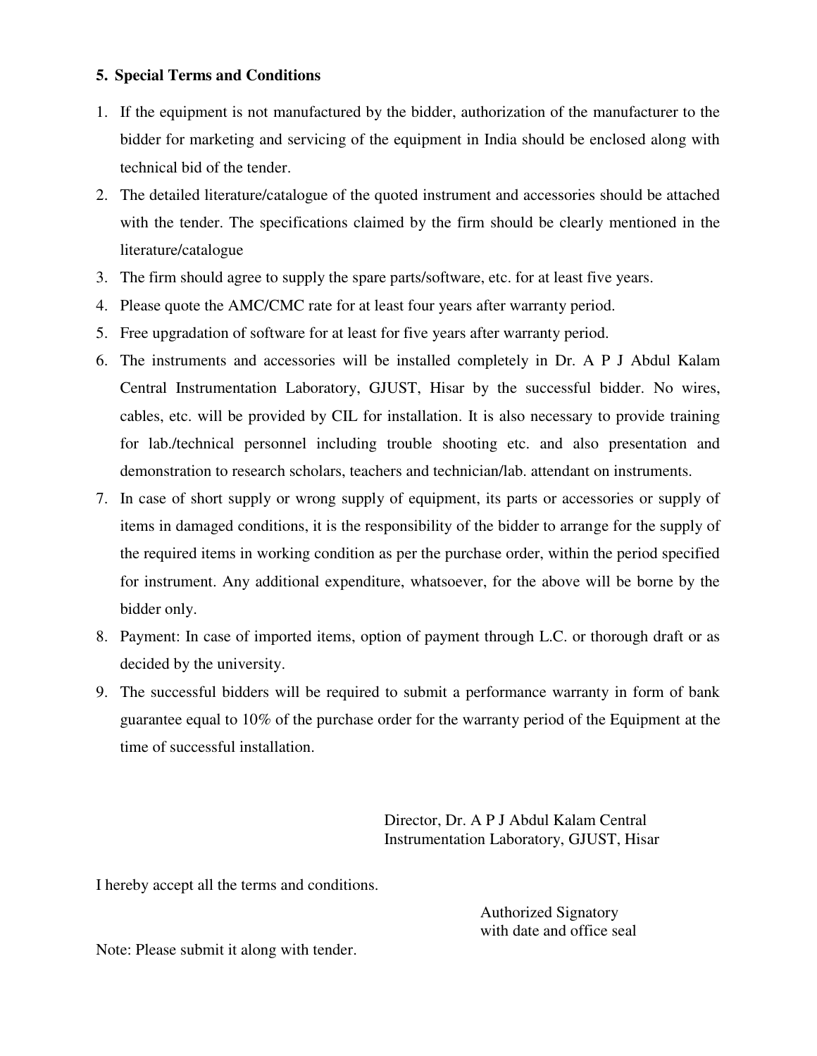## 5. Special Terms and Conditions

1. If the equipment is not manufactured by the bidder, authorization of the manufacturer to the bidder for marketing and servicing of the equipment in India should be enclosed along with technical bid of the tender.
2. The detailed literature/catalogue of the quoted instrument and accessories should be attached with the tender. The specifications claimed by the firm should be clearly mentioned in the literature/catalogue
3. The firm should agree to supply the spare parts/software, etc. for at least five years.
4. Please quote the AMC/CMC rate for at least four years after warranty period.
5. Free upgradation of software for at least for five years after warranty period.
6. The instruments and accessories will be installed completely in Dr. A P J Abdul Kalam Central Instrumentation Laboratory, GJUST, Hisar by the successful bidder. No wires, cables, etc. will be provided by CIL for installation. It is also necessary to provide training for lab./technical personnel including trouble shooting etc. and also presentation and demonstration to research scholars, teachers and technician/lab. attendant on instruments.
7. In case of short supply or wrong supply of equipment, its parts or accessories or supply of items in damaged conditions, it is the responsibility of the bidder to arrange for the supply of the required items in working condition as per the purchase order, within the period specified for instrument. Any additional expenditure, whatsoever, for the above will be borne by the bidder only.
8. Payment: In case of imported items, option of payment through L.C. or thorough draft or as decided by the university.
9. The successful bidders will be required to submit a performance warranty in form of bank guarantee equal to 10% of the purchase order for the warranty period of the Equipment at the time of successful installation.

Director, Dr. A P J Abdul Kalam Central Instrumentation Laboratory, GJUST, Hisar

I hereby accept all the terms and conditions.

Authorized Signatory
with date and office seal

Note: Please submit it along with tender.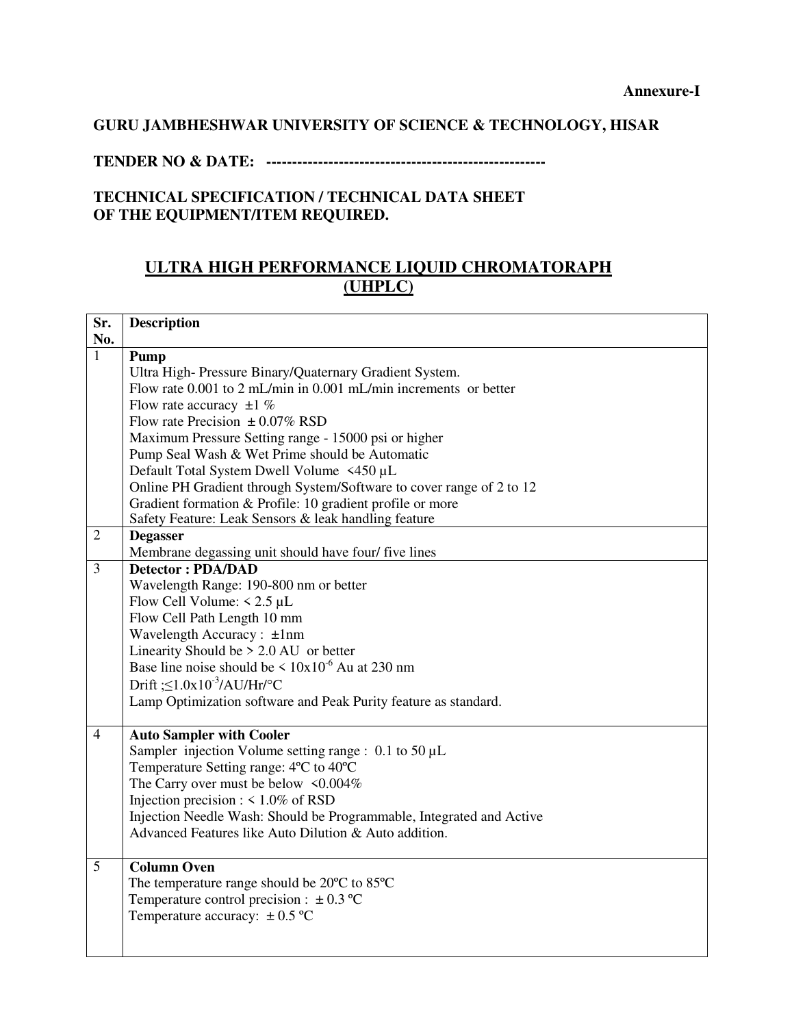**Annexure-I**

**GURU JAMBHESHWAR UNIVERSITY OF SCIENCE & TECHNOLOGY, HISAR**

**TENDER NO & DATE: ------------------------------------------------------**

**TECHNICAL SPECIFICATION / TECHNICAL DATA SHEET OF THE EQUIPMENT/ITEM REQUIRED.**

## ULTRA HIGH PERFORMANCE LIQUID CHROMATORAPH (UHPLC)

| Sr. No. | Description |
|---|---|
| 1 | **Pump**<br>Ultra High- Pressure Binary/Quaternary Gradient System.<br>Flow rate 0.001 to 2 mL/min in 0.001 mL/min increments or better<br>Flow rate accuracy ±1 %<br>Flow rate Precision ± 0.07% RSD<br>Maximum Pressure Setting range - 15000 psi or higher<br>Pump Seal Wash & Wet Prime should be Automatic<br>Default Total System Dwell Volume <450 μL<br>Online PH Gradient through System/Software to cover range of 2 to 12<br>Gradient formation & Profile: 10 gradient profile or more<br>Safety Feature: Leak Sensors & leak handling feature |
| 2 | **Degasser**<br>Membrane degassing unit should have four/ five lines |
| 3 | **Detector : PDA/DAD**<br>Wavelength Range: 190-800 nm or better<br>Flow Cell Volume: < 2.5 μL<br>Flow Cell Path Length 10 mm<br>Wavelength Accuracy : ±1nm<br>Linearity Should be > 2.0 AU or better<br>Base line noise should be < $10x10^{-6}$ Au at 230 nm<br>Drift ;≤$1.0x10^{-3}$/AU/Hr/°C<br>Lamp Optimization software and Peak Purity feature as standard. |
| 4 | **Auto Sampler with Cooler**<br>Sampler injection Volume setting range : 0.1 to 50 μL<br>Temperature Setting range: 4ºC to 40ºC<br>The Carry over must be below <0.004%<br>Injection precision : < 1.0% of RSD<br>Injection Needle Wash: Should be Programmable, Integrated and Active<br>Advanced Features like Auto Dilution & Auto addition. |
| 5 | **Column Oven**<br>The temperature range should be 20ºC to 85ºC<br>Temperature control precision : ± 0.3 ºC<br>Temperature accuracy: ± 0.5 ºC |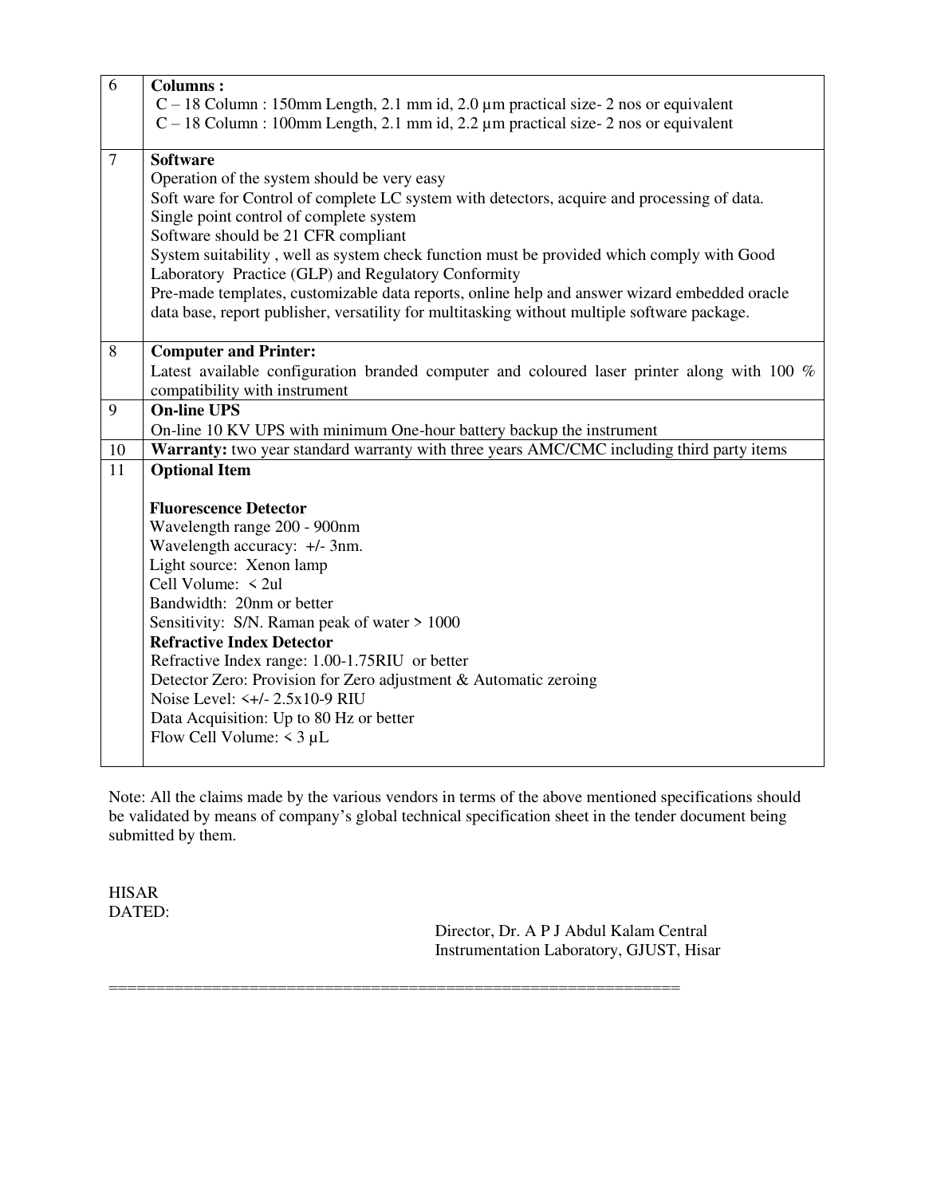| 6 | **Columns :**<br>C – 18 Column : 150mm Length, 2.1 mm id, 2.0 µm practical size- 2 nos or equivalent<br>C – 18 Column : 100mm Length, 2.1 mm id, 2.2 µm practical size- 2 nos or equivalent |
|---|---|
| 7 | **Software**<br>Operation of the system should be very easy<br>Soft ware for Control of complete LC system with detectors, acquire and processing of data.<br>Single point control of complete system<br>Software should be 21 CFR compliant<br>System suitability , well as system check function must be provided which comply with Good Laboratory Practice (GLP) and Regulatory Conformity<br>Pre-made templates, customizable data reports, online help and answer wizard embedded oracle data base, report publisher, versatility for multitasking without multiple software package. |
| 8 | **Computer and Printer:**<br>Latest available configuration branded computer and coloured laser printer along with 100 % compatibility with instrument |
| 9 | **On-line UPS**<br>On-line 10 KV UPS with minimum One-hour battery backup the instrument |
| 10 | **Warranty:** two year standard warranty with three years AMC/CMC including third party items |
| 11 | **Optional Item**<br><br>**Fluorescence Detector**<br>Wavelength range 200 - 900nm<br>Wavelength accuracy: +/- 3nm.<br>Light source: Xenon lamp<br>Cell Volume: < 2ul<br>Bandwidth: 20nm or better<br>Sensitivity: S/N. Raman peak of water > 1000<br>**Refractive Index Detector**<br>Refractive Index range: 1.00-1.75RIU or better<br>Detector Zero: Provision for Zero adjustment & Automatic zeroing<br>Noise Level: <+/- 2.5x10-9 RIU<br>Data Acquisition: Up to 80 Hz or better<br>Flow Cell Volume: < 3 µL |

Note: All the claims made by the various vendors in terms of the above mentioned specifications should be validated by means of company's global technical specification sheet in the tender document being submitted by them.

HISAR
DATED:

Director, Dr. A P J Abdul Kalam Central Instrumentation Laboratory, GJUST, Hisar

==========================================================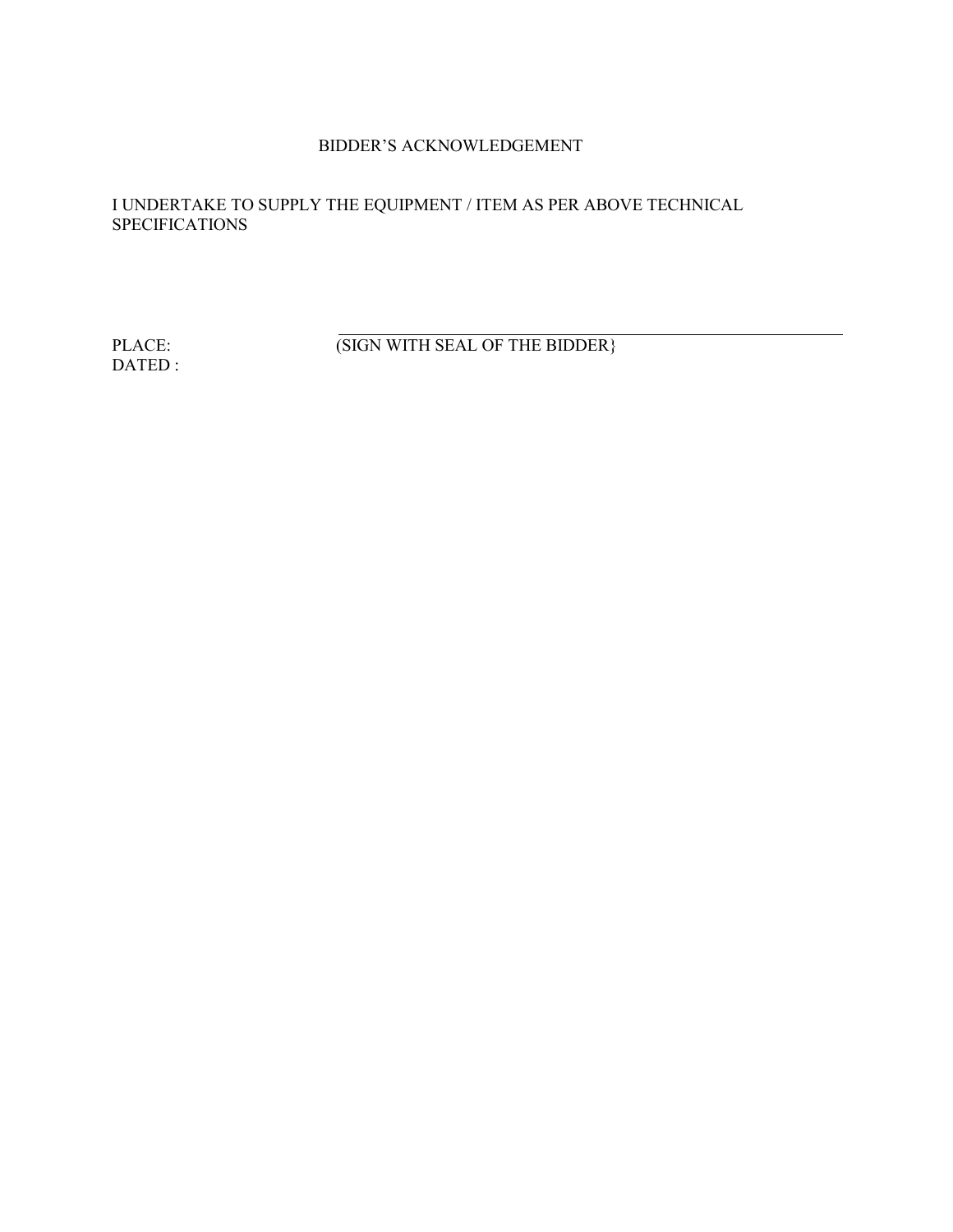## BIDDER'S ACKNOWLEDGEMENT

I UNDERTAKE TO SUPPLY THE EQUIPMENT / ITEM AS PER ABOVE TECHNICAL SPECIFICATIONS

PLACE:

DATED :

(SIGN WITH SEAL OF THE BIDDER}